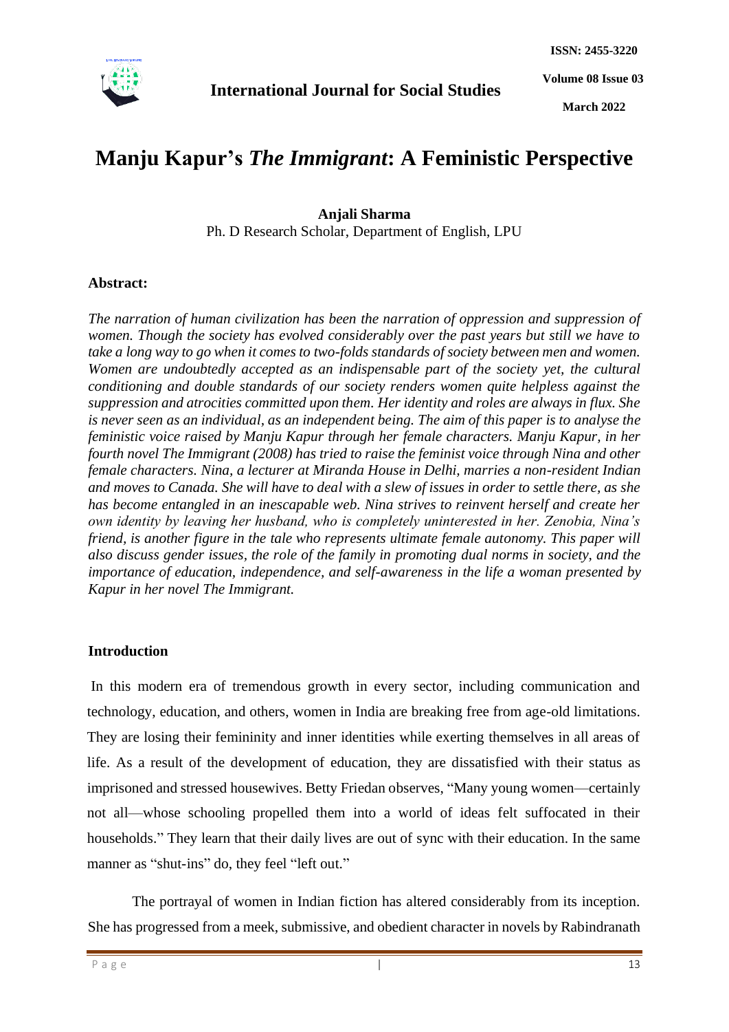# Manju Kapur's *The Immigrant*: A Feministic Perspective

**Anjali Sharma**
Ph. D Research Scholar, Department of English, LPU

**Abstract:**

*The narration of human civilization has been the narration of oppression and suppression of women. Though the society has evolved considerably over the past years but still we have to take a long way to go when it comes to two-folds standards of society between men and women. Women are undoubtedly accepted as an indispensable part of the society yet, the cultural conditioning and double standards of our society renders women quite helpless against the suppression and atrocities committed upon them. Her identity and roles are always in flux. She is never seen as an individual, as an independent being. The aim of this paper is to analyse the feministic voice raised by Manju Kapur through her female characters. Manju Kapur, in her fourth novel The Immigrant (2008) has tried to raise the feminist voice through Nina and other female characters. Nina, a lecturer at Miranda House in Delhi, marries a non-resident Indian and moves to Canada. She will have to deal with a slew of issues in order to settle there, as she has become entangled in an inescapable web. Nina strives to reinvent herself and create her own identity by leaving her husband, who is completely uninterested in her. Zenobia, Nina's friend, is another figure in the tale who represents ultimate female autonomy. This paper will also discuss gender issues, the role of the family in promoting dual norms in society, and the importance of education, independence, and self-awareness in the life a woman presented by Kapur in her novel The Immigrant.*

**Introduction**

In this modern era of tremendous growth in every sector, including communication and technology, education, and others, women in India are breaking free from age-old limitations. They are losing their femininity and inner identities while exerting themselves in all areas of life. As a result of the development of education, they are dissatisfied with their status as imprisoned and stressed housewives. Betty Friedan observes, "Many young women—certainly not all—whose schooling propelled them into a world of ideas felt suffocated in their households." They learn that their daily lives are out of sync with their education. In the same manner as "shut-ins" do, they feel "left out."

The portrayal of women in Indian fiction has altered considerably from its inception. She has progressed from a meek, submissive, and obedient character in novels by Rabindranath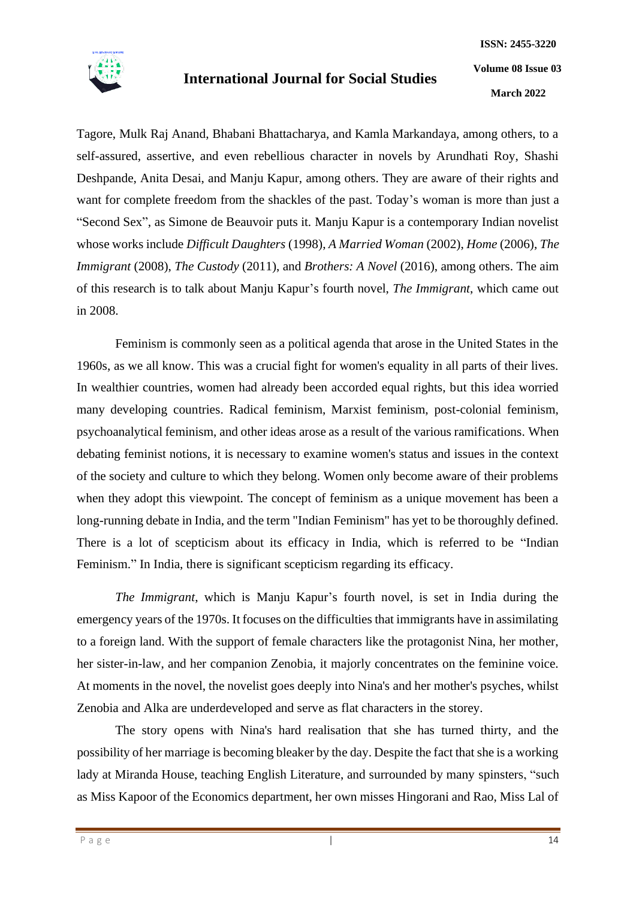Tagore, Mulk Raj Anand, Bhabani Bhattacharya, and Kamla Markandaya, among others, to a self-assured, assertive, and even rebellious character in novels by Arundhati Roy, Shashi Deshpande, Anita Desai, and Manju Kapur, among others. They are aware of their rights and want for complete freedom from the shackles of the past. Today's woman is more than just a "Second Sex", as Simone de Beauvoir puts it. Manju Kapur is a contemporary Indian novelist whose works include *Difficult Daughters* (1998), *A Married Woman* (2002), *Home* (2006), *The Immigrant* (2008), *The Custody* (2011), and *Brothers: A Novel* (2016), among others. The aim of this research is to talk about Manju Kapur's fourth novel, *The Immigrant*, which came out in 2008.

Feminism is commonly seen as a political agenda that arose in the United States in the 1960s, as we all know. This was a crucial fight for women's equality in all parts of their lives. In wealthier countries, women had already been accorded equal rights, but this idea worried many developing countries. Radical feminism, Marxist feminism, post-colonial feminism, psychoanalytical feminism, and other ideas arose as a result of the various ramifications. When debating feminist notions, it is necessary to examine women's status and issues in the context of the society and culture to which they belong. Women only become aware of their problems when they adopt this viewpoint. The concept of feminism as a unique movement has been a long-running debate in India, and the term "Indian Feminism" has yet to be thoroughly defined. There is a lot of scepticism about its efficacy in India, which is referred to be "Indian Feminism." In India, there is significant scepticism regarding its efficacy.

*The Immigrant*, which is Manju Kapur's fourth novel, is set in India during the emergency years of the 1970s. It focuses on the difficulties that immigrants have in assimilating to a foreign land. With the support of female characters like the protagonist Nina, her mother, her sister-in-law, and her companion Zenobia, it majorly concentrates on the feminine voice. At moments in the novel, the novelist goes deeply into Nina's and her mother's psyches, whilst Zenobia and Alka are underdeveloped and serve as flat characters in the storey.

The story opens with Nina's hard realisation that she has turned thirty, and the possibility of her marriage is becoming bleaker by the day. Despite the fact that she is a working lady at Miranda House, teaching English Literature, and surrounded by many spinsters, "such as Miss Kapoor of the Economics department, her own misses Hingorani and Rao, Miss Lal of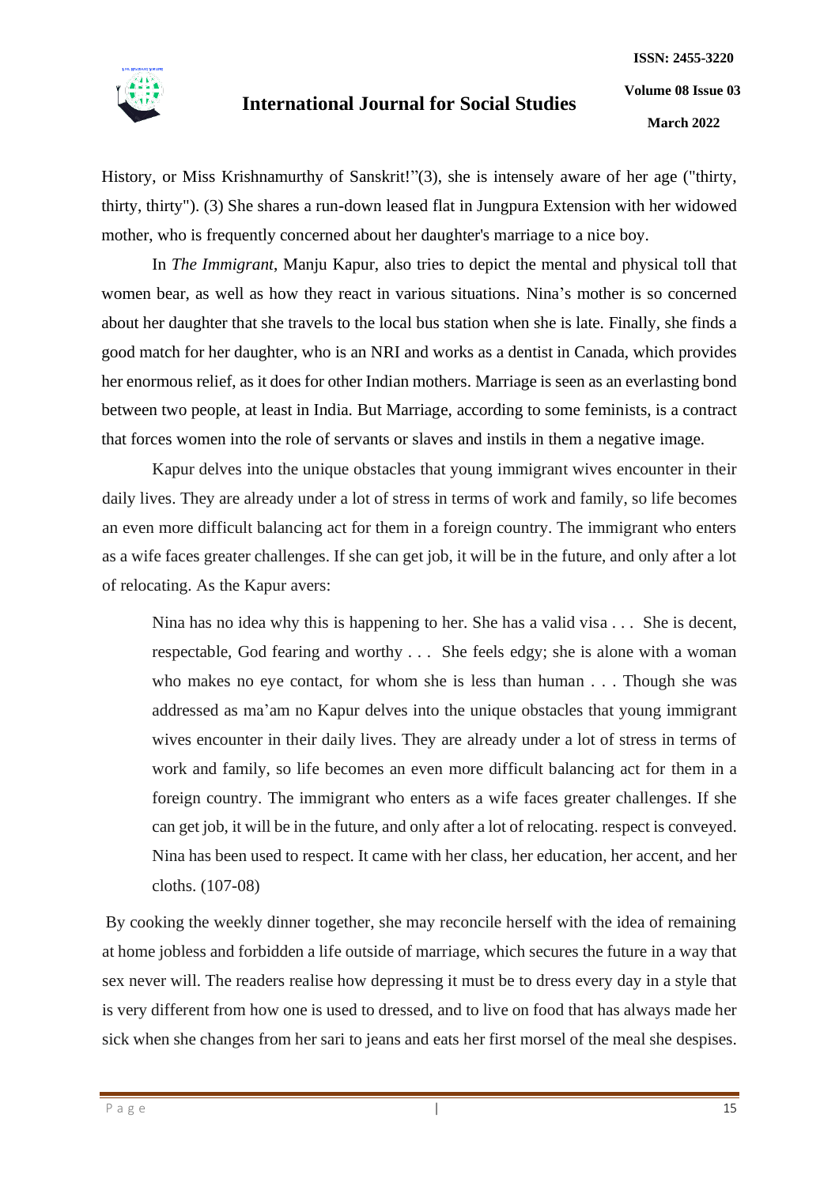History, or Miss Krishnamurthy of Sanskrit!"(3), she is intensely aware of her age ("thirty, thirty, thirty"). (3) She shares a run-down leased flat in Jungpura Extension with her widowed mother, who is frequently concerned about her daughter's marriage to a nice boy.

In *The Immigrant*, Manju Kapur, also tries to depict the mental and physical toll that women bear, as well as how they react in various situations. Nina's mother is so concerned about her daughter that she travels to the local bus station when she is late. Finally, she finds a good match for her daughter, who is an NRI and works as a dentist in Canada, which provides her enormous relief, as it does for other Indian mothers. Marriage is seen as an everlasting bond between two people, at least in India. But Marriage, according to some feminists, is a contract that forces women into the role of servants or slaves and instils in them a negative image.

Kapur delves into the unique obstacles that young immigrant wives encounter in their daily lives. They are already under a lot of stress in terms of work and family, so life becomes an even more difficult balancing act for them in a foreign country. The immigrant who enters as a wife faces greater challenges. If she can get job, it will be in the future, and only after a lot of relocating. As the Kapur avers:

> Nina has no idea why this is happening to her. She has a valid visa . . . She is decent, respectable, God fearing and worthy . . . She feels edgy; she is alone with a woman who makes no eye contact, for whom she is less than human . . . Though she was addressed as ma'am no Kapur delves into the unique obstacles that young immigrant wives encounter in their daily lives. They are already under a lot of stress in terms of work and family, so life becomes an even more difficult balancing act for them in a foreign country. The immigrant who enters as a wife faces greater challenges. If she can get job, it will be in the future, and only after a lot of relocating. respect is conveyed. Nina has been used to respect. It came with her class, her education, her accent, and her cloths. (107-08)

By cooking the weekly dinner together, she may reconcile herself with the idea of remaining at home jobless and forbidden a life outside of marriage, which secures the future in a way that sex never will. The readers realise how depressing it must be to dress every day in a style that is very different from how one is used to dressed, and to live on food that has always made her sick when she changes from her sari to jeans and eats her first morsel of the meal she despises.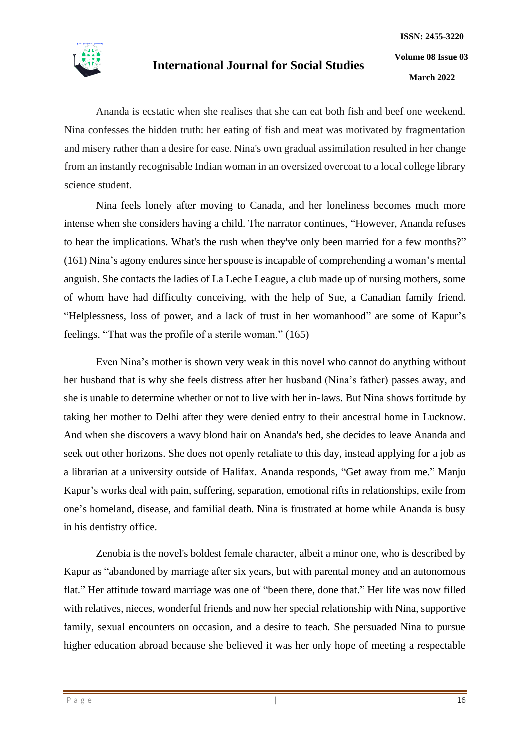Ananda is ecstatic when she realises that she can eat both fish and beef one weekend. Nina confesses the hidden truth: her eating of fish and meat was motivated by fragmentation and misery rather than a desire for ease. Nina's own gradual assimilation resulted in her change from an instantly recognisable Indian woman in an oversized overcoat to a local college library science student.

Nina feels lonely after moving to Canada, and her loneliness becomes much more intense when she considers having a child. The narrator continues, "However, Ananda refuses to hear the implications. What's the rush when they've only been married for a few months?" (161) Nina's agony endures since her spouse is incapable of comprehending a woman's mental anguish. She contacts the ladies of La Leche League, a club made up of nursing mothers, some of whom have had difficulty conceiving, with the help of Sue, a Canadian family friend. "Helplessness, loss of power, and a lack of trust in her womanhood" are some of Kapur's feelings. "That was the profile of a sterile woman." (165)

Even Nina's mother is shown very weak in this novel who cannot do anything without her husband that is why she feels distress after her husband (Nina's father) passes away, and she is unable to determine whether or not to live with her in-laws. But Nina shows fortitude by taking her mother to Delhi after they were denied entry to their ancestral home in Lucknow. And when she discovers a wavy blond hair on Ananda's bed, she decides to leave Ananda and seek out other horizons. She does not openly retaliate to this day, instead applying for a job as a librarian at a university outside of Halifax. Ananda responds, "Get away from me." Manju Kapur's works deal with pain, suffering, separation, emotional rifts in relationships, exile from one's homeland, disease, and familial death. Nina is frustrated at home while Ananda is busy in his dentistry office.

Zenobia is the novel's boldest female character, albeit a minor one, who is described by Kapur as "abandoned by marriage after six years, but with parental money and an autonomous flat." Her attitude toward marriage was one of "been there, done that." Her life was now filled with relatives, nieces, wonderful friends and now her special relationship with Nina, supportive family, sexual encounters on occasion, and a desire to teach. She persuaded Nina to pursue higher education abroad because she believed it was her only hope of meeting a respectable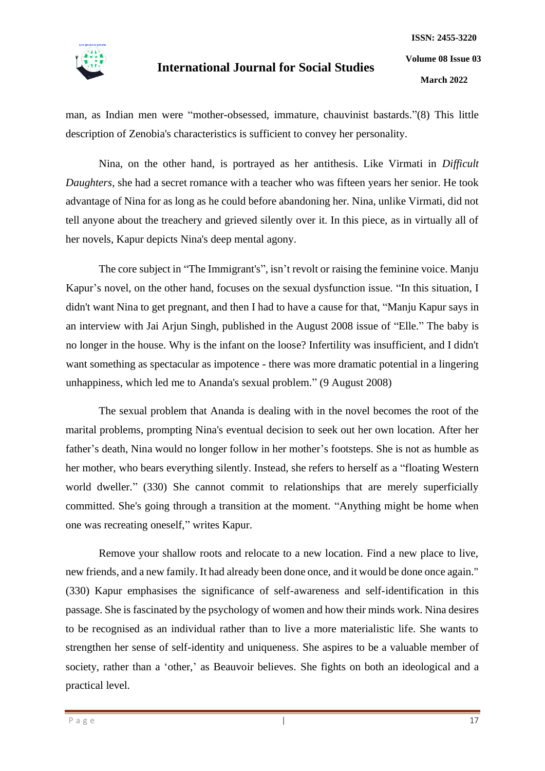man, as Indian men were "mother-obsessed, immature, chauvinist bastards."(8) This little description of Zenobia's characteristics is sufficient to convey her personality.

Nina, on the other hand, is portrayed as her antithesis. Like Virmati in *Difficult Daughters*, she had a secret romance with a teacher who was fifteen years her senior. He took advantage of Nina for as long as he could before abandoning her. Nina, unlike Virmati, did not tell anyone about the treachery and grieved silently over it. In this piece, as in virtually all of her novels, Kapur depicts Nina's deep mental agony.

The core subject in "The Immigrant's", isn't revolt or raising the feminine voice. Manju Kapur's novel, on the other hand, focuses on the sexual dysfunction issue. "In this situation, I didn't want Nina to get pregnant, and then I had to have a cause for that, "Manju Kapur says in an interview with Jai Arjun Singh, published in the August 2008 issue of "Elle." The baby is no longer in the house. Why is the infant on the loose? Infertility was insufficient, and I didn't want something as spectacular as impotence - there was more dramatic potential in a lingering unhappiness, which led me to Ananda's sexual problem." (9 August 2008)

The sexual problem that Ananda is dealing with in the novel becomes the root of the marital problems, prompting Nina's eventual decision to seek out her own location. After her father's death, Nina would no longer follow in her mother's footsteps. She is not as humble as her mother, who bears everything silently. Instead, she refers to herself as a "floating Western world dweller." (330) She cannot commit to relationships that are merely superficially committed. She's going through a transition at the moment. "Anything might be home when one was recreating oneself," writes Kapur.

Remove your shallow roots and relocate to a new location. Find a new place to live, new friends, and a new family. It had already been done once, and it would be done once again." (330) Kapur emphasises the significance of self-awareness and self-identification in this passage. She is fascinated by the psychology of women and how their minds work. Nina desires to be recognised as an individual rather than to live a more materialistic life. She wants to strengthen her sense of self-identity and uniqueness. She aspires to be a valuable member of society, rather than a 'other,' as Beauvoir believes. She fights on both an ideological and a practical level.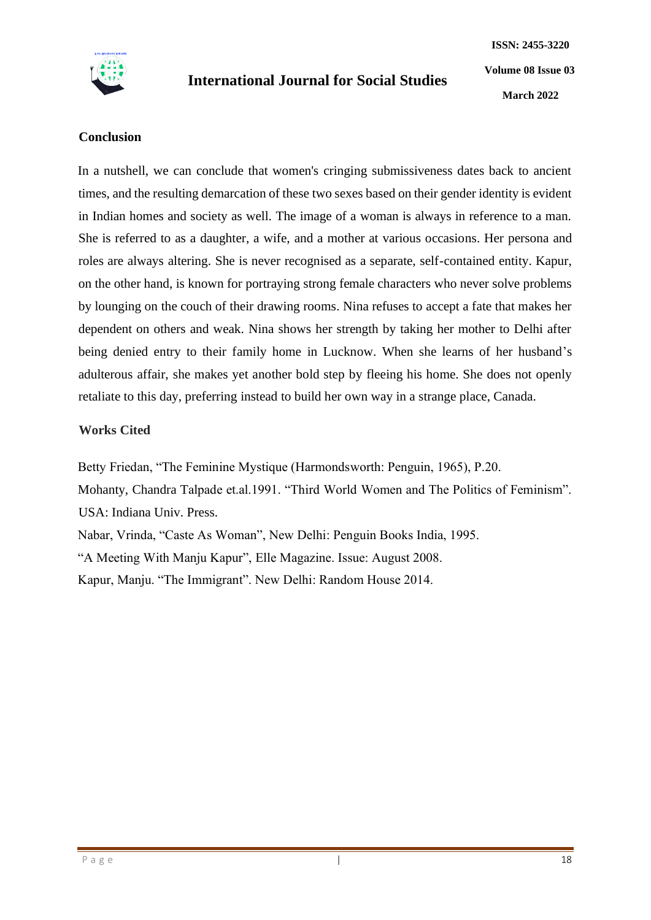## Conclusion

In a nutshell, we can conclude that women's cringing submissiveness dates back to ancient times, and the resulting demarcation of these two sexes based on their gender identity is evident in Indian homes and society as well. The image of a woman is always in reference to a man. She is referred to as a daughter, a wife, and a mother at various occasions. Her persona and roles are always altering. She is never recognised as a separate, self-contained entity. Kapur, on the other hand, is known for portraying strong female characters who never solve problems by lounging on the couch of their drawing rooms. Nina refuses to accept a fate that makes her dependent on others and weak. Nina shows her strength by taking her mother to Delhi after being denied entry to their family home in Lucknow. When she learns of her husband's adulterous affair, she makes yet another bold step by fleeing his home. She does not openly retaliate to this day, preferring instead to build her own way in a strange place, Canada.

## Works Cited

Betty Friedan, "The Feminine Mystique (Harmondsworth: Penguin, 1965), P.20.

Mohanty, Chandra Talpade et.al.1991. "Third World Women and The Politics of Feminism". USA: Indiana Univ. Press.

Nabar, Vrinda, "Caste As Woman", New Delhi: Penguin Books India, 1995.

"A Meeting With Manju Kapur", Elle Magazine. Issue: August 2008.

Kapur, Manju. "The Immigrant". New Delhi: Random House 2014.